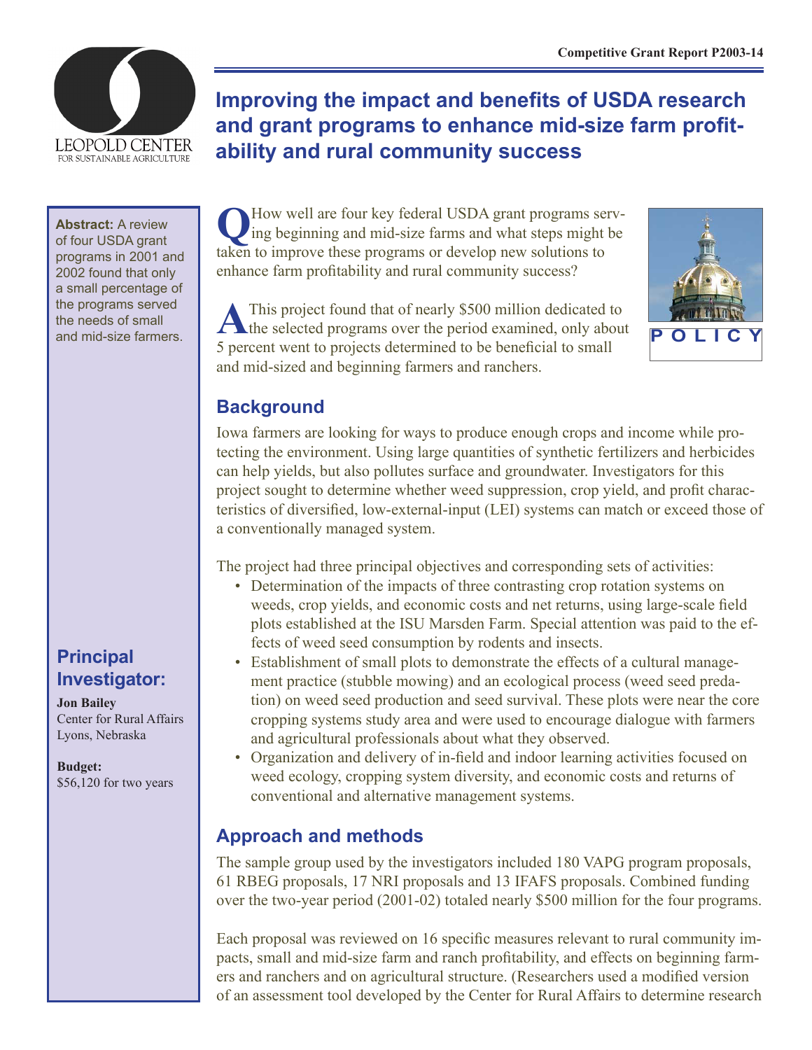Competitive Grant Report P2003-14

# Improving the impact and benefits of USDA research and grant programs to enhance mid-size farm profitability and rural community success

**Abstract:** A review of four USDA grant programs in 2001 and 2002 found that only a small percentage of the programs served the needs of small and mid-size farmers.

## Principal Investigator:

**Jon Bailey**
Center for Rural Affairs
Lyons, Nebraska

**Budget:**
$56,120 for two years

**Q** How well are four key federal USDA grant programs serving beginning and mid-size farms and what steps might be taken to improve these programs or develop new solutions to enhance farm profitability and rural community success?

**A** This project found that of nearly $500 million dedicated to the selected programs over the period examined, only about 5 percent went to projects determined to be beneficial to small and mid-sized and beginning farmers and ranchers.

POLICY

## Background

Iowa farmers are looking for ways to produce enough crops and income while protecting the environment. Using large quantities of synthetic fertilizers and herbicides can help yields, but also pollutes surface and groundwater. Investigators for this project sought to determine whether weed suppression, crop yield, and profit characteristics of diversified, low-external-input (LEI) systems can match or exceed those of a conventionally managed system.

The project had three principal objectives and corresponding sets of activities:

- Determination of the impacts of three contrasting crop rotation systems on weeds, crop yields, and economic costs and net returns, using large-scale field plots established at the ISU Marsden Farm. Special attention was paid to the effects of weed seed consumption by rodents and insects.
- Establishment of small plots to demonstrate the effects of a cultural management practice (stubble mowing) and an ecological process (weed seed predation) on weed seed production and seed survival. These plots were near the core cropping systems study area and were used to encourage dialogue with farmers and agricultural professionals about what they observed.
- Organization and delivery of in-field and indoor learning activities focused on weed ecology, cropping system diversity, and economic costs and returns of conventional and alternative management systems.

## Approach and methods

The sample group used by the investigators included 180 VAPG program proposals, 61 RBEG proposals, 17 NRI proposals and 13 IFAFS proposals. Combined funding over the two-year period (2001-02) totaled nearly $500 million for the four programs.

Each proposal was reviewed on 16 specific measures relevant to rural community impacts, small and mid-size farm and ranch profitability, and effects on beginning farmers and ranchers and on agricultural structure. (Researchers used a modified version of an assessment tool developed by the Center for Rural Affairs to determine research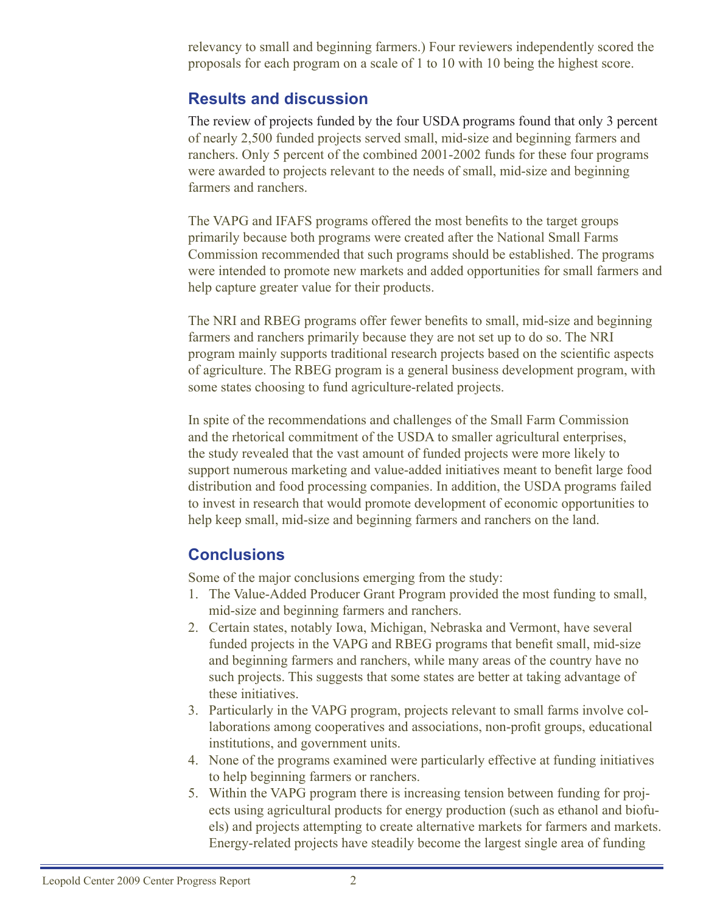relevancy to small and beginning farmers.) Four reviewers independently scored the proposals for each program on a scale of 1 to 10 with 10 being the highest score.

## Results and discussion

The review of projects funded by the four USDA programs found that only 3 percent of nearly 2,500 funded projects served small, mid-size and beginning farmers and ranchers. Only 5 percent of the combined 2001-2002 funds for these four programs were awarded to projects relevant to the needs of small, mid-size and beginning farmers and ranchers.

The VAPG and IFAFS programs offered the most benefits to the target groups primarily because both programs were created after the National Small Farms Commission recommended that such programs should be established. The programs were intended to promote new markets and added opportunities for small farmers and help capture greater value for their products.

The NRI and RBEG programs offer fewer benefits to small, mid-size and beginning farmers and ranchers primarily because they are not set up to do so. The NRI program mainly supports traditional research projects based on the scientific aspects of agriculture. The RBEG program is a general business development program, with some states choosing to fund agriculture-related projects.

In spite of the recommendations and challenges of the Small Farm Commission and the rhetorical commitment of the USDA to smaller agricultural enterprises, the study revealed that the vast amount of funded projects were more likely to support numerous marketing and value-added initiatives meant to benefit large food distribution and food processing companies. In addition, the USDA programs failed to invest in research that would promote development of economic opportunities to help keep small, mid-size and beginning farmers and ranchers on the land.

## Conclusions

Some of the major conclusions emerging from the study:

1. The Value-Added Producer Grant Program provided the most funding to small, mid-size and beginning farmers and ranchers.
2. Certain states, notably Iowa, Michigan, Nebraska and Vermont, have several funded projects in the VAPG and RBEG programs that benefit small, mid-size and beginning farmers and ranchers, while many areas of the country have no such projects. This suggests that some states are better at taking advantage of these initiatives.
3. Particularly in the VAPG program, projects relevant to small farms involve collaborations among cooperatives and associations, non-profit groups, educational institutions, and government units.
4. None of the programs examined were particularly effective at funding initiatives to help beginning farmers or ranchers.
5. Within the VAPG program there is increasing tension between funding for projects using agricultural products for energy production (such as ethanol and biofuels) and projects attempting to create alternative markets for farmers and markets. Energy-related projects have steadily become the largest single area of funding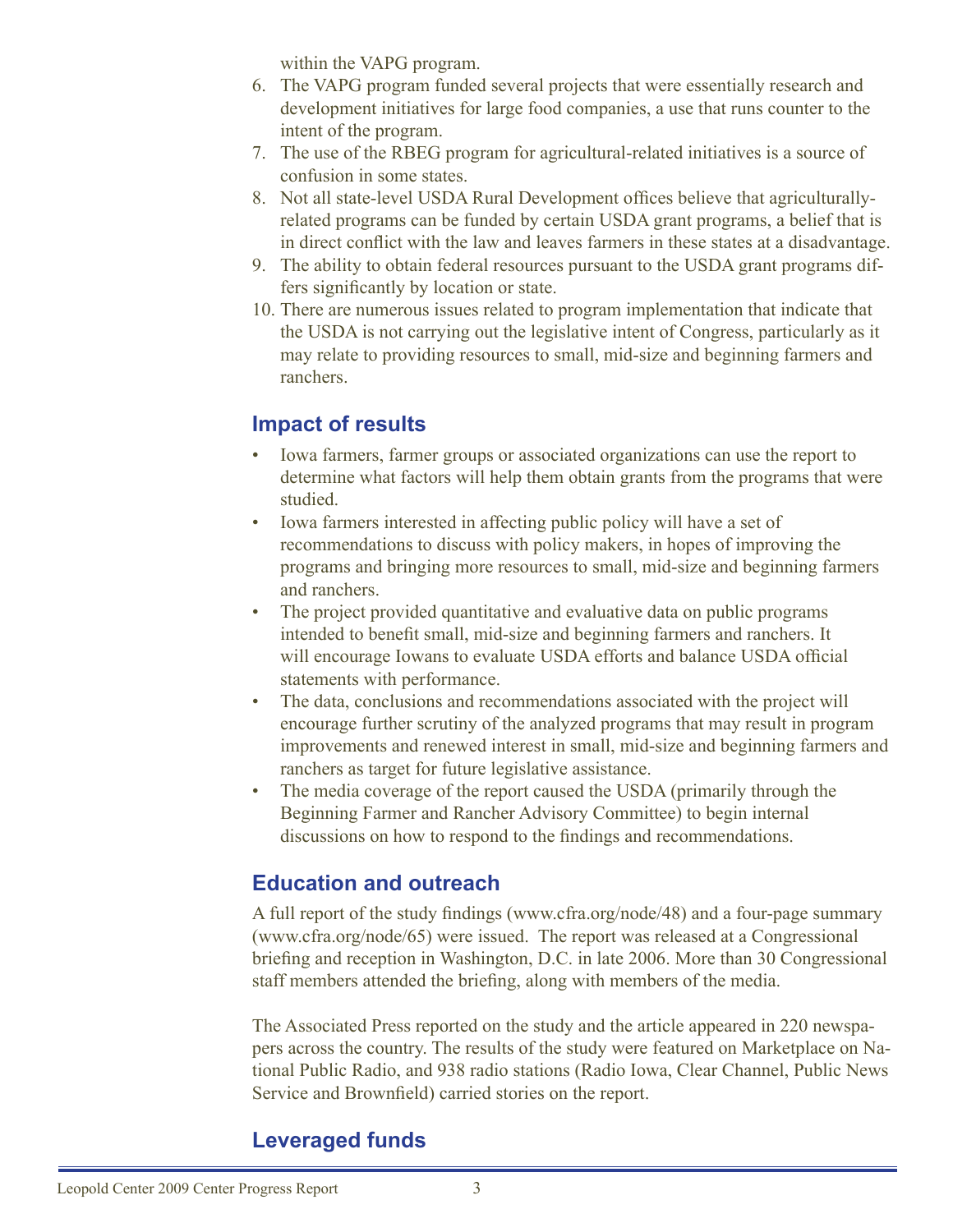within the VAPG program.

6. The VAPG program funded several projects that were essentially research and development initiatives for large food companies, a use that runs counter to the intent of the program.
7. The use of the RBEG program for agricultural-related initiatives is a source of confusion in some states.
8. Not all state-level USDA Rural Development offices believe that agriculturally-related programs can be funded by certain USDA grant programs, a belief that is in direct conflict with the law and leaves farmers in these states at a disadvantage.
9. The ability to obtain federal resources pursuant to the USDA grant programs differs significantly by location or state.
10. There are numerous issues related to program implementation that indicate that the USDA is not carrying out the legislative intent of Congress, particularly as it may relate to providing resources to small, mid-size and beginning farmers and ranchers.

## Impact of results

- Iowa farmers, farmer groups or associated organizations can use the report to determine what factors will help them obtain grants from the programs that were studied.
- Iowa farmers interested in affecting public policy will have a set of recommendations to discuss with policy makers, in hopes of improving the programs and bringing more resources to small, mid-size and beginning farmers and ranchers.
- The project provided quantitative and evaluative data on public programs intended to benefit small, mid-size and beginning farmers and ranchers. It will encourage Iowans to evaluate USDA efforts and balance USDA official statements with performance.
- The data, conclusions and recommendations associated with the project will encourage further scrutiny of the analyzed programs that may result in program improvements and renewed interest in small, mid-size and beginning farmers and ranchers as target for future legislative assistance.
- The media coverage of the report caused the USDA (primarily through the Beginning Farmer and Rancher Advisory Committee) to begin internal discussions on how to respond to the findings and recommendations.

## Education and outreach

A full report of the study findings (www.cfra.org/node/48) and a four-page summary (www.cfra.org/node/65) were issued. The report was released at a Congressional briefing and reception in Washington, D.C. in late 2006. More than 30 Congressional staff members attended the briefing, along with members of the media.

The Associated Press reported on the study and the article appeared in 220 newspapers across the country. The results of the study were featured on Marketplace on National Public Radio, and 938 radio stations (Radio Iowa, Clear Channel, Public News Service and Brownfield) carried stories on the report.

## Leveraged funds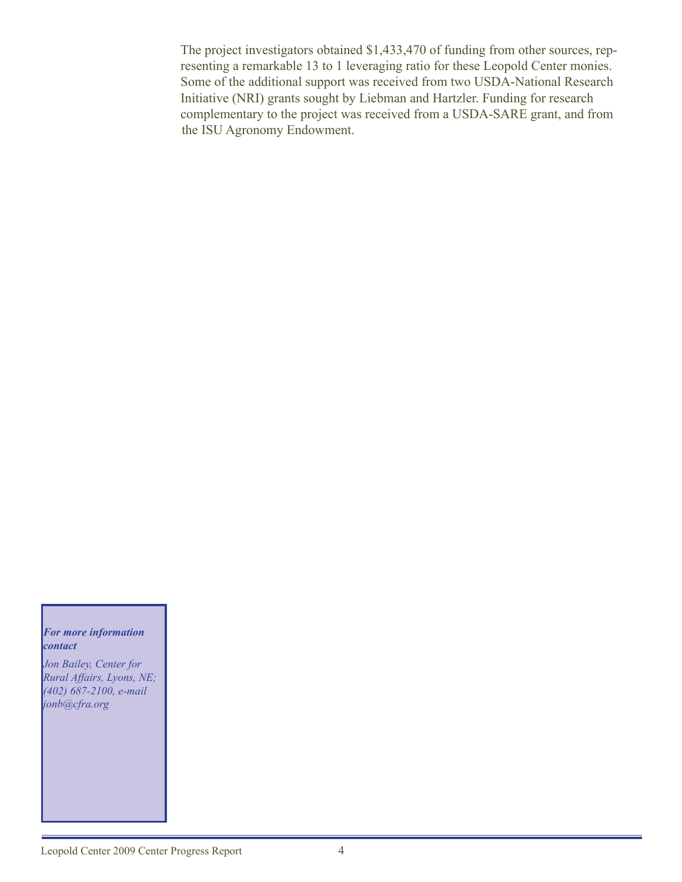The project investigators obtained $1,433,470 of funding from other sources, representing a remarkable 13 to 1 leveraging ratio for these Leopold Center monies. Some of the additional support was received from two USDA-National Research Initiative (NRI) grants sought by Liebman and Hartzler. Funding for research complementary to the project was received from a USDA-SARE grant, and from the ISU Agronomy Endowment.

***For more information contact***

*Jon Bailey, Center for Rural Affairs, Lyons, NE; (402) 687-2100, e-mail jonb@cfra.org*